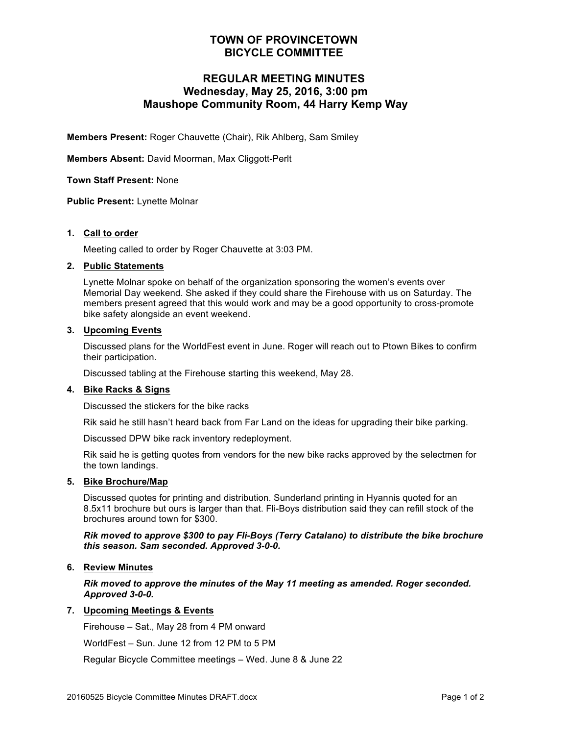# TOWN OF PROVINCETOWN
# BICYCLE COMMITTEE

## REGULAR MEETING MINUTES
## Wednesday, May 25, 2016, 3:00 pm
## Maushope Community Room, 44 Harry Kemp Way

**Members Present:** Roger Chauvette (Chair), Rik Ahlberg, Sam Smiley

**Members Absent:** David Moorman, Max Cliggott-Perlt

**Town Staff Present:** None

**Public Present:** Lynette Molnar

1. **Call to order**

   Meeting called to order by Roger Chauvette at 3:03 PM.

2. **Public Statements**

   Lynette Molnar spoke on behalf of the organization sponsoring the women's events over Memorial Day weekend. She asked if they could share the Firehouse with us on Saturday. The members present agreed that this would work and may be a good opportunity to cross-promote bike safety alongside an event weekend.

3. **Upcoming Events**

   Discussed plans for the WorldFest event in June. Roger will reach out to Ptown Bikes to confirm their participation.

   Discussed tabling at the Firehouse starting this weekend, May 28.

4. **Bike Racks & Signs**

   Discussed the stickers for the bike racks

   Rik said he still hasn't heard back from Far Land on the ideas for upgrading their bike parking.

   Discussed DPW bike rack inventory redeployment.

   Rik said he is getting quotes from vendors for the new bike racks approved by the selectmen for the town landings.

5. **Bike Brochure/Map**

   Discussed quotes for printing and distribution. Sunderland printing in Hyannis quoted for an 8.5x11 brochure but ours is larger than that. Fli-Boys distribution said they can refill stock of the brochures around town for $300.

   ***Rik moved to approve $300 to pay Fli-Boys (Terry Catalano) to distribute the bike brochure this season. Sam seconded. Approved 3-0-0.***

6. **Review Minutes**

   ***Rik moved to approve the minutes of the May 11 meeting as amended. Roger seconded. Approved 3-0-0.***

7. **Upcoming Meetings & Events**

   Firehouse – Sat., May 28 from 4 PM onward

   WorldFest – Sun. June 12 from 12 PM to 5 PM

   Regular Bicycle Committee meetings – Wed. June 8 & June 22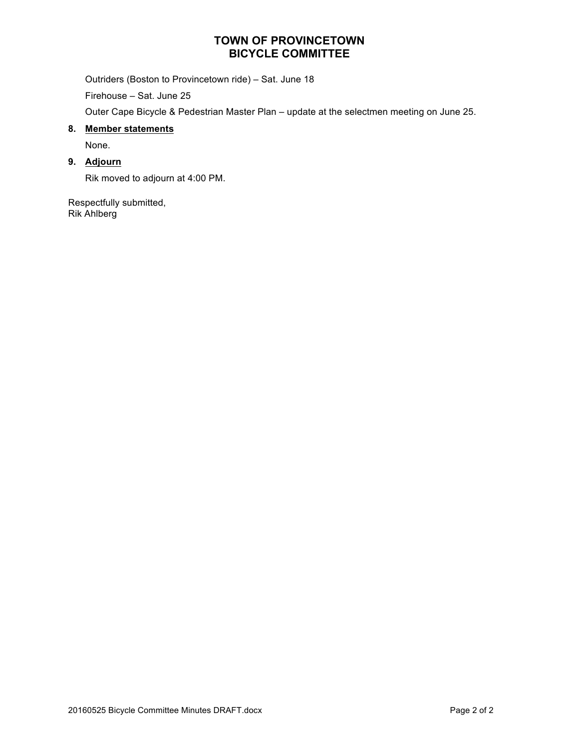Outriders (Boston to Provincetown ride) – Sat. June 18

Firehouse – Sat. June 25

Outer Cape Bicycle & Pedestrian Master Plan – update at the selectmen meeting on June 25.

8. **Member statements**

   None.

9. **Adjourn**

   Rik moved to adjourn at 4:00 PM.

Respectfully submitted,
Rik Ahlberg